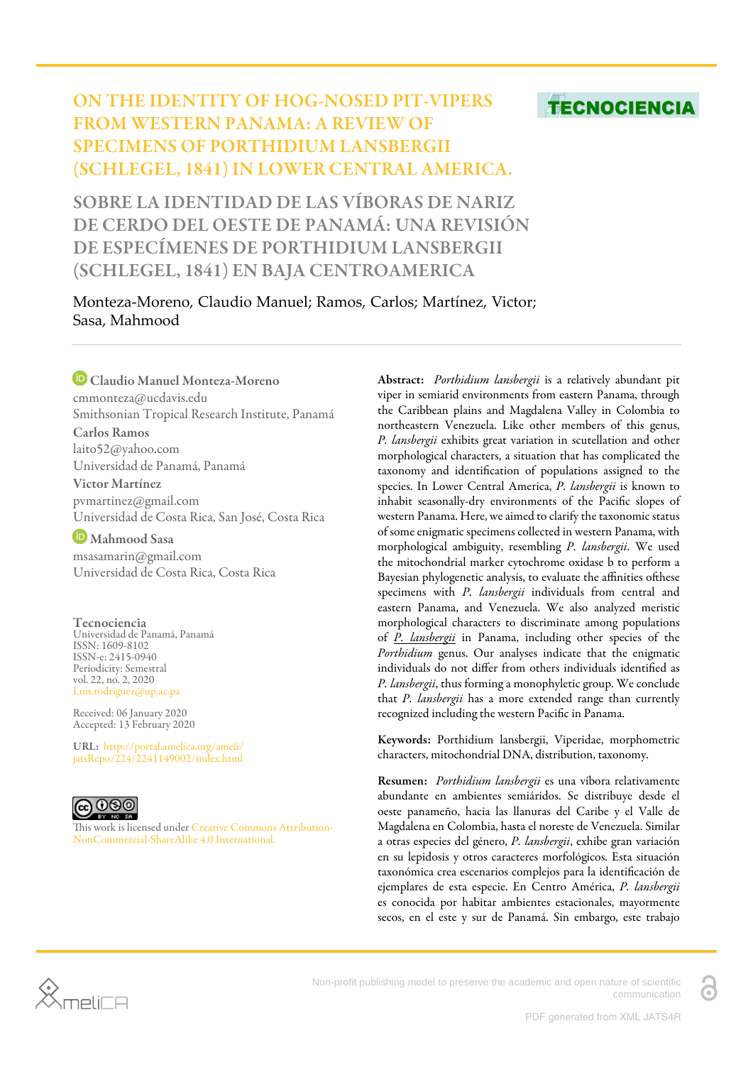# ON THE IDENTITY OF HOG-NOSED PIT-VIPERS FROM WESTERN PANAMA: A REVIEW OF SPECIMENS OF PORTHIDIUM LANSBERGII (SCHLEGEL, 1841) IN LOWER CENTRAL AMERICA.

# SOBRE LA IDENTIDAD DE LAS VÍBORAS DE NARIZ DE CERDO DEL OESTE DE PANAMÁ: UNA REVISIÓN DE ESPECÍMENES DE PORTHIDIUM LANSBERGII (SCHLEGEL, 1841) EN BAJA CENTROAMERICA

Monteza-Moreno, Claudio Manuel; Ramos, Carlos; Martínez, Victor; Sasa, Mahmood

**Claudio Manuel Monteza-Moreno**
cmmonteza@ucdavis.edu
Smithsonian Tropical Research Institute, Panamá

**Carlos Ramos**
laito52@yahoo.com
Universidad de Panamá, Panamá

**Victor Martínez**
pvmartinez@gmail.com
Universidad de Costa Rica, San José, Costa Rica

**Mahmood Sasa**
msasamarin@gmail.com
Universidad de Costa Rica, Costa Rica

**Tecnociencia**
Universidad de Panamá, Panamá
ISSN: 1609-8102
ISSN-e: 2415-0940
Periodicity: Semestral
vol. 22, no. 2, 2020
Luis.rodriguez@up.ac.pa

Received: 06 January 2020
Accepted: 13 February 2020

**URL:** http://portal.amelica.org/ameli/jatsRepo/224/2241149002/index.html

This work is licensed under Creative Commons Attribution-NonCommercial-ShareAlike 4.0 International.

**Abstract:** *Porthidium lansbergii* is a relatively abundant pit viper in semiarid environments from eastern Panama, through the Caribbean plains and Magdalena Valley in Colombia to northeastern Venezuela. Like other members of this genus, *P. lansbergii* exhibits great variation in scutellation and other morphological characters, a situation that has complicated the taxonomy and identification of populations assigned to the species. In Lower Central America, *P. lansbergii* is known to inhabit seasonally-dry environments of the Pacific slopes of western Panama. Here, we aimed to clarify the taxonomic status of some enigmatic specimens collected in western Panama, with morphological ambiguity, resembling *P. lansbergii*. We used the mitochondrial marker cytochrome oxidase b to perform a Bayesian phylogenetic analysis, to evaluate the affinities ofthese specimens with *P. lansbergii* individuals from central and eastern Panama, and Venezuela. We also analyzed meristic morphological characters to discriminate among populations of *P. lansbergii* in Panama, including other species of the *Porthidium* genus. Our analyses indicate that the enigmatic individuals do not differ from others individuals identified as *P. lansbergii*, thus forming a monophyletic group. We conclude that *P. lansbergii* has a more extended range than currently recognized including the western Pacific in Panama.

**Keywords:** Porthidium lansbergii, Viperidae, morphometric characters, mitochondrial DNA, distribution, taxonomy.

**Resumen:** *Porthidium lansbergii* es una víbora relativamente abundante en ambientes semiáridos. Se distribuye desde el oeste panameño, hacia las llanuras del Caribe y el Valle de Magdalena en Colombia, hasta el noreste de Venezuela. Similar a otras especies del género, *P. lansbergii*, exhibe gran variación en su lepidosis y otros caracteres morfológicos. Esta situación taxonómica crea escenarios complejos para la identificación de ejemplares de esta especie. En Centro América, *P. lansbergii* es conocida por habitar ambientes estacionales, mayormente secos, en el este y sur de Panamá. Sin embargo, este trabajo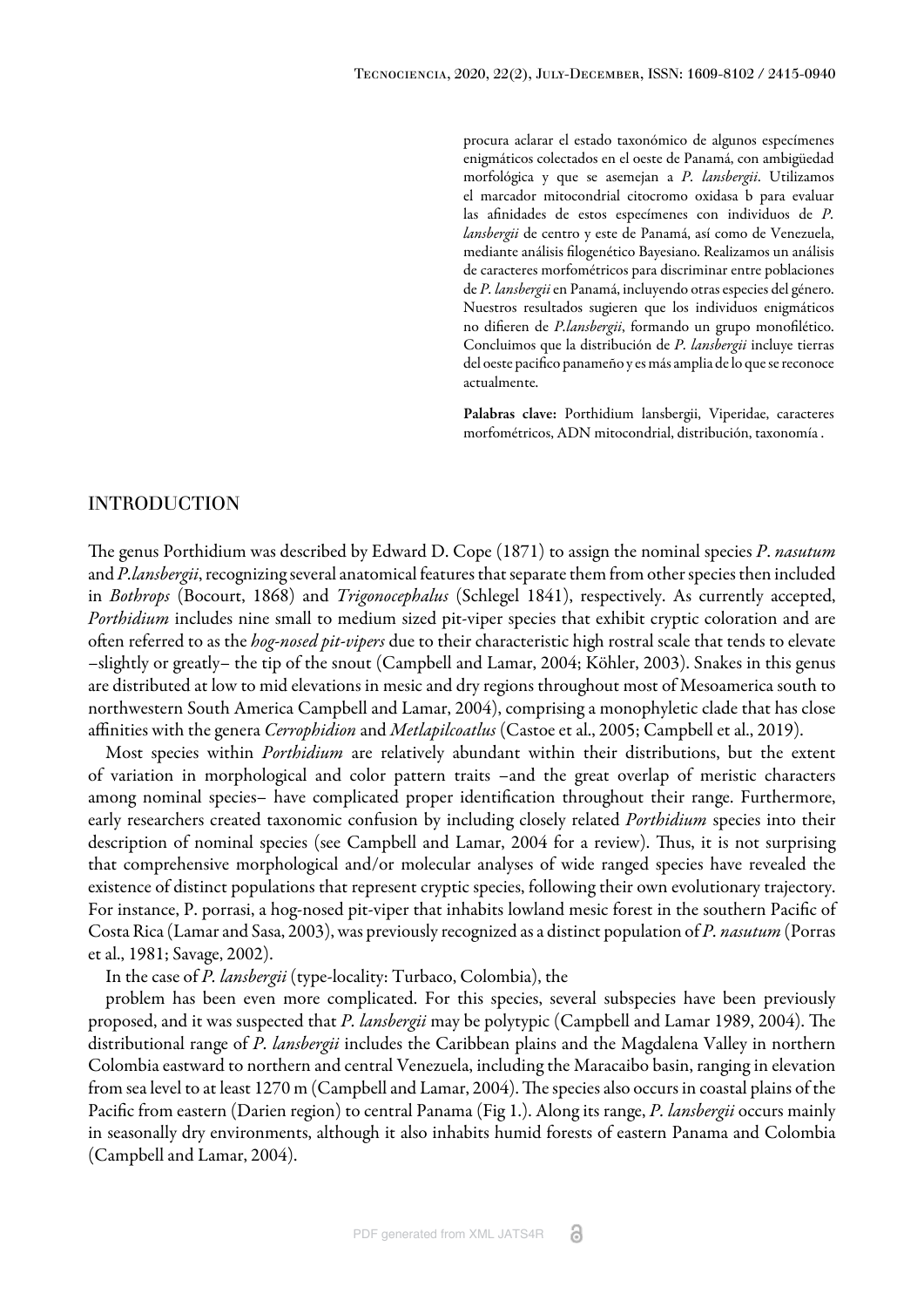procura aclarar el estado taxonómico de algunos especímenes enigmáticos colectados en el oeste de Panamá, con ambigüedad morfológica y que se asemejan a *P. lansbergii*. Utilizamos el marcador mitocondrial citocromo oxidasa b para evaluar las afinidades de estos especímenes con individuos de *P. lansbergii* de centro y este de Panamá, así como de Venezuela, mediante análisis filogenético Bayesiano. Realizamos un análisis de caracteres morfométricos para discriminar entre poblaciones de *P. lansbergii* en Panamá, incluyendo otras especies del género. Nuestros resultados sugieren que los individuos enigmáticos no difieren de *P.lansbergii*, formando un grupo monofilético. Concluimos que la distribución de *P. lansbergii* incluye tierras del oeste pacifico panameño y es más amplia de lo que se reconoce actualmente.

**Palabras clave:** Porthidium lansbergii, Viperidae, caracteres morfométricos, ADN mitocondrial, distribución, taxonomía .

## INTRODUCTION

The genus Porthidium was described by Edward D. Cope (1871) to assign the nominal species *P. nasutum* and *P.lansbergii*, recognizing several anatomical features that separate them from other species then included in *Bothrops* (Bocourt, 1868) and *Trigonocephalus* (Schlegel 1841), respectively. As currently accepted, *Porthidium* includes nine small to medium sized pit-viper species that exhibit cryptic coloration and are often referred to as the *hog-nosed pit-vipers* due to their characteristic high rostral scale that tends to elevate –slightly or greatly– the tip of the snout (Campbell and Lamar, 2004; Köhler, 2003). Snakes in this genus are distributed at low to mid elevations in mesic and dry regions throughout most of Mesoamerica south to northwestern South America Campbell and Lamar, 2004), comprising a monophyletic clade that has close affinities with the genera *Cerrophidion* and *Metlapilcoatlus* (Castoe et al., 2005; Campbell et al., 2019).

Most species within *Porthidium* are relatively abundant within their distributions, but the extent of variation in morphological and color pattern traits –and the great overlap of meristic characters among nominal species– have complicated proper identification throughout their range. Furthermore, early researchers created taxonomic confusion by including closely related *Porthidium* species into their description of nominal species (see Campbell and Lamar, 2004 for a review). Thus, it is not surprising that comprehensive morphological and/or molecular analyses of wide ranged species have revealed the existence of distinct populations that represent cryptic species, following their own evolutionary trajectory. For instance, P. porrasi, a hog-nosed pit-viper that inhabits lowland mesic forest in the southern Pacific of Costa Rica (Lamar and Sasa, 2003), was previously recognized as a distinct population of *P. nasutum* (Porras et al., 1981; Savage, 2002).

In the case of *P. lansbergii* (type-locality: Turbaco, Colombia), the problem has been even more complicated. For this species, several subspecies have been previously proposed, and it was suspected that *P. lansbergii* may be polytypic (Campbell and Lamar 1989, 2004). The distributional range of *P. lansbergii* includes the Caribbean plains and the Magdalena Valley in northern Colombia eastward to northern and central Venezuela, including the Maracaibo basin, ranging in elevation from sea level to at least 1270 m (Campbell and Lamar, 2004). The species also occurs in coastal plains of the Pacific from eastern (Darien region) to central Panama (Fig 1.). Along its range, *P. lansbergii* occurs mainly in seasonally dry environments, although it also inhabits humid forests of eastern Panama and Colombia (Campbell and Lamar, 2004).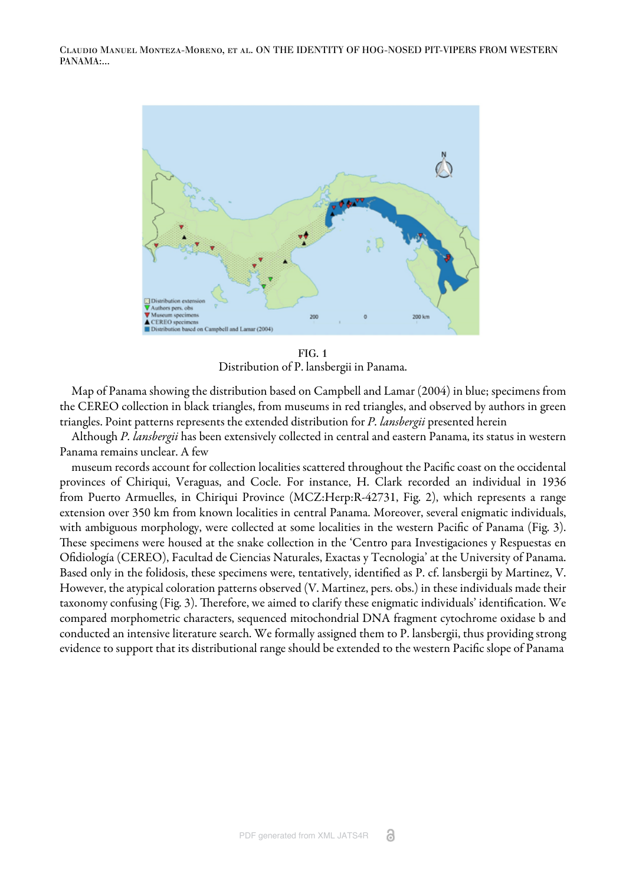FIG. 1
Distribution of P. lansbergii in Panama.

Map of Panama showing the distribution based on Campbell and Lamar (2004) in blue; specimens from the CEREO collection in black triangles, from museums in red triangles, and observed by authors in green triangles. Point patterns represents the extended distribution for *P. lansbergii* presented herein

Although *P. lansbergii* has been extensively collected in central and eastern Panama, its status in western Panama remains unclear. A few

museum records account for collection localities scattered throughout the Pacific coast on the occidental provinces of Chiriqui, Veraguas, and Cocle. For instance, H. Clark recorded an individual in 1936 from Puerto Armuelles, in Chiriqui Province (MCZ:Herp:R-42731, Fig. 2), which represents a range extension over 350 km from known localities in central Panama. Moreover, several enigmatic individuals, with ambiguous morphology, were collected at some localities in the western Pacific of Panama (Fig. 3). These specimens were housed at the snake collection in the 'Centro para Investigaciones y Respuestas en Ofidiología (CEREO), Facultad de Ciencias Naturales, Exactas y Tecnologia' at the University of Panama. Based only in the folidosis, these specimens were, tentatively, identified as P. cf. lansbergii by Martinez, V. However, the atypical coloration patterns observed (V. Martinez, pers. obs.) in these individuals made their taxonomy confusing (Fig. 3). Therefore, we aimed to clarify these enigmatic individuals' identification. We compared morphometric characters, sequenced mitochondrial DNA fragment cytochrome oxidase b and conducted an intensive literature search. We formally assigned them to P. lansbergii, thus providing strong evidence to support that its distributional range should be extended to the western Pacific slope of Panama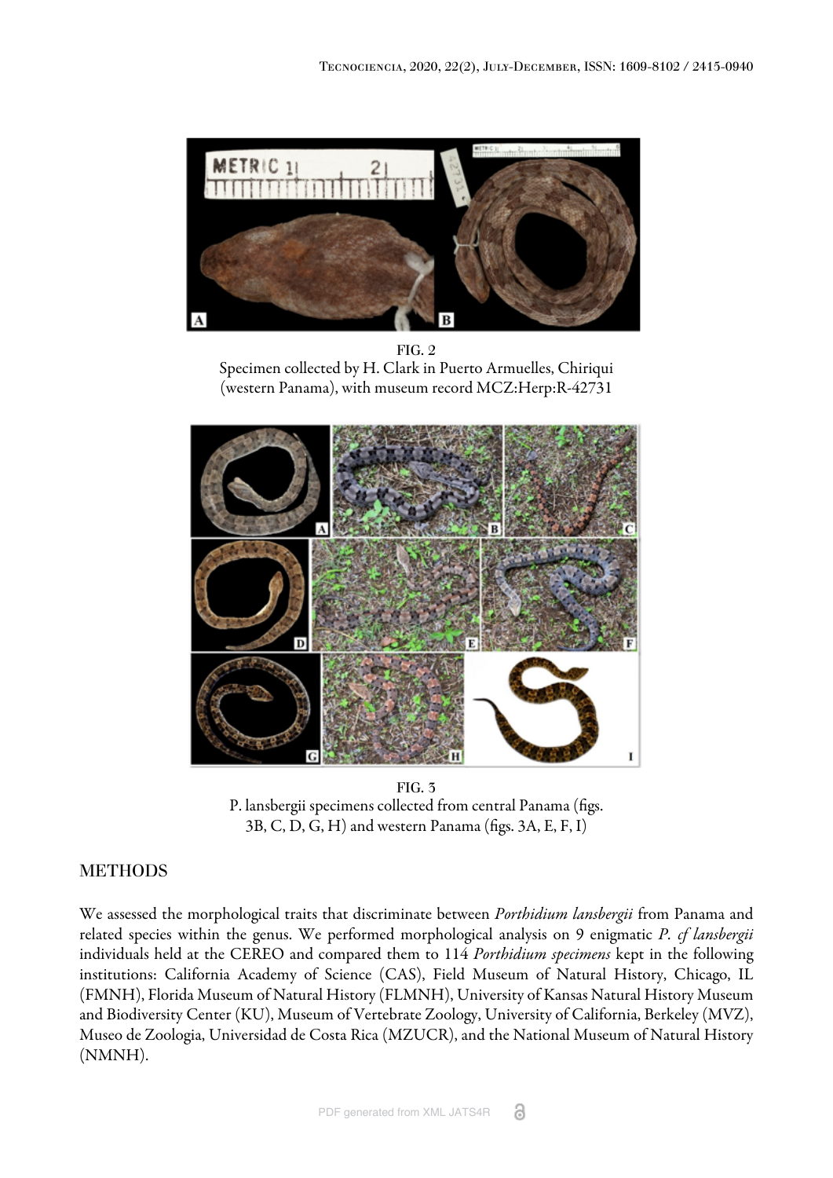FIG. 2
Specimen collected by H. Clark in Puerto Armuelles, Chiriqui (western Panama), with museum record MCZ:Herp:R-42731

FIG. 3
P. lansbergii specimens collected from central Panama (figs. 3B, C, D, G, H) and western Panama (figs. 3A, E, F, I)

## METHODS

We assessed the morphological traits that discriminate between *Porthidium lansbergii* from Panama and related species within the genus. We performed morphological analysis on 9 enigmatic *P. cf lansbergii* individuals held at the CEREO and compared them to 114 *Porthidium specimens* kept in the following institutions: California Academy of Science (CAS), Field Museum of Natural History, Chicago, IL (FMNH), Florida Museum of Natural History (FLMNH), University of Kansas Natural History Museum and Biodiversity Center (KU), Museum of Vertebrate Zoology, University of California, Berkeley (MVZ), Museo de Zoologia, Universidad de Costa Rica (MZUCR), and the National Museum of Natural History (NMNH).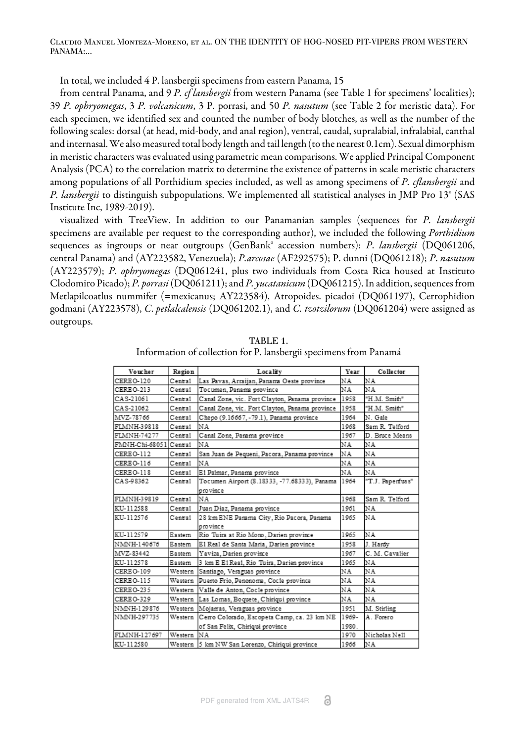In total, we included 4 P. lansbergii specimens from eastern Panama, 15

from central Panama, and 9 *P. cf lansbergii* from western Panama (see Table 1 for specimens' localities); 39 *P. ophryomegas*, 3 *P. volcanicum*, 3 P. porrasi, and 50 *P. nasutum* (see Table 2 for meristic data). For each specimen, we identified sex and counted the number of body blotches, as well as the number of the following scales: dorsal (at head, mid-body, and anal region), ventral, caudal, supralabial, infralabial, canthal and internasal. We also measured total body length and tail length (to the nearest 0.1cm). Sexual dimorphism in meristic characters was evaluated using parametric mean comparisons. We applied Principal Component Analysis (PCA) to the correlation matrix to determine the existence of patterns in scale meristic characters among populations of all Porthidium species included, as well as among specimens of *P. cflansbergii* and *P. lansbergii* to distinguish subpopulations. We implemented all statistical analyses in JMP Pro 13® (SAS Institute Inc, 1989-2019).

visualized with TreeView. In addition to our Panamanian samples (sequences for *P. lansbergii* specimens are available per request to the corresponding author), we included the following *Porthidium* sequences as ingroups or near outgroups (GenBank® accession numbers): *P. lansbergii* (DQ061206, central Panama) and (AY223582, Venezuela); *P.arcosae* (AF292575); P. dunni (DQ061218); *P. nasutum* (AY223579); *P. ophryomegas* (DQ061241, plus two individuals from Costa Rica housed at Instituto Clodomiro Picado); *P. porrasi* (DQ061211); and *P. yucatanicum* (DQ061215). In addition, sequences from Metlapilcoatlus nummifer (=mexicanus; AY223584), Atropoides. picadoi (DQ061197), Cerrophidion godmani (AY223578), *C. petlalcalensis* (DQ061202.1), and *C. tzotzilorum* (DQ061204) were assigned as outgroups.

TABLE 1.
Information of collection for P. lansbergii specimens from Panamá

| Voucher | Region | Locality | Year | Collector |
|---|---|---|---|---|
| CEREO-120 | Central | Las Pavas, Arraijan, Panama Oeste province | NA | NA |
| CEREO-213 | Central | Tocumen, Panama province | NA | NA |
| CAS-21061 | Central | Canal Zone, vic. Fort Clayton, Panama province | 1958 | "H.M. Smith" |
| CAS-21062 | Central | Canal Zone, vic. Fort Clayton, Panama province | 1958 | "H.M. Smith" |
| MVZ-78766 | Central | Chepo (9.16667, -79.1), Panama province | 1964 | N. Gale |
| FLMNH-39818 | Central | NA | 1968 | Sam R. Telford |
| FLMNH-74277 | Central | Canal Zone, Panama province | 1967 | D. Bruce Means |
| FMNH-Chi-68051 | Central | NA | NA | NA |
| CEREO-112 | Central | San Juan de Pequeni, Pacora, Panama province | NA | NA |
| CEREO-116 | Central | NA | NA | NA |
| CEREO-118 | Central | El Palmar, Panama province | NA | NA |
| CAS-98362 | Central | Tocumen Airport (8.18333, -77.68333), Panama province | 1964 | "T.J. Papenfuss" |
| FLMNH-39819 | Central | NA | 1968 | Sam R. Telford |
| KU-112588 | Central | Juan Diaz, Panama province | 1961 | NA |
| KU-112576 | Central | 28 km ENE Panama City, Rio Pacora, Panama province | 1965 | NA |
| KU-112579 | Eastern | Rio Tuira at Rio Mono, Darien province | 1965 | NA |
| NMNH-140676 | Eastern | El Real de Santa Maria, Darien province | 1958 | J. Hardy |
| MVZ-83442 | Eastern | Yaviza, Darien province | 1967 | C. M. Cavalier |
| KU-112578 | Eastern | 3 km E El Real, Rio Tuira, Darien province | 1965 | NA |
| CEREO-109 | Western | Santiago, Veraguas province | NA | NA |
| CEREO-115 | Western | Puerto Frio, Penonome, Cocle province | NA | NA |
| CEREO-235 | Western | Valle de Anton, Cocle province | NA | NA |
| CEREO-329 | Western | Las Lomas, Boquete, Chiriqui province | NA | NA |
| NMNH-129876 | Western | Mojarras, Veraguas province | 1951 | M. Stirling |
| NMNH-297735 | Western | Cerro Colorado, Escopeta Camp, ca. 23 km NE of San Felix, Chiriqui province | 1969-1980. | A. Forero |
| FLMNH-127697 | Western | NA | 1970 | Nicholas Nell |
| KU-112580 | Western | 5 km NW San Lorenzo, Chiriqui province | 1966 | NA |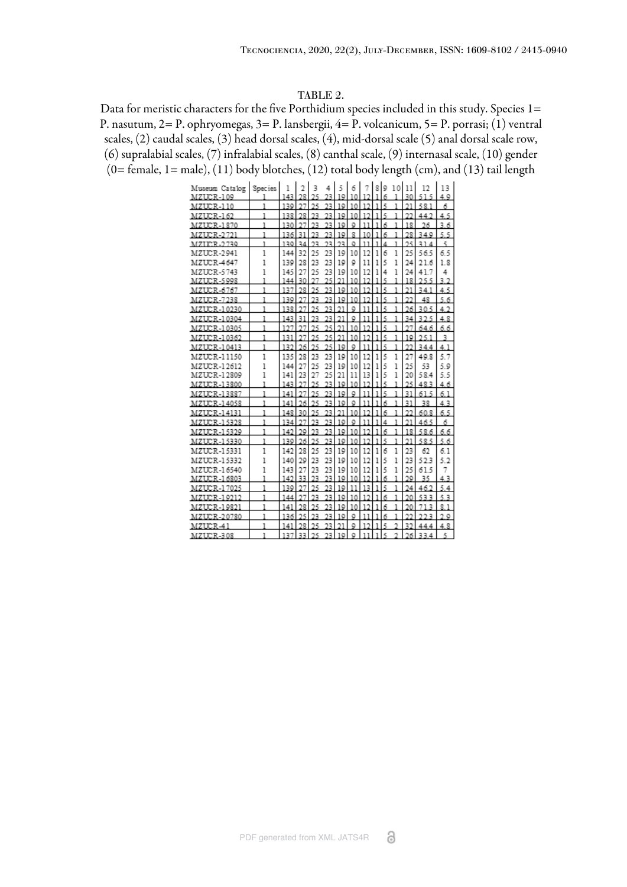TABLE 2.

Data for meristic characters for the five Porthidium species included in this study. Species 1= P. nasutum, 2= P. ophryomegas, 3= P. lansbergii, 4= P. volcanicum, 5= P. porrasi; (1) ventral scales, (2) caudal scales, (3) head dorsal scales, (4), mid-dorsal scale (5) anal dorsal scale row, (6) supralabial scales, (7) infralabial scales, (8) canthal scale, (9) internasal scale, (10) gender (0= female, 1= male), (11) body blotches, (12) total body length (cm), and (13) tail length

| Museum Catalog | Species | 1 | 2 | 3 | 4 | 5 | 6 | 7 | 8 | 9 | 10 | 11 | 12 | 13 |
|---|---|---|---|---|---|---|---|---|---|---|---|---|---|---|
| MZUCR-109 | 1 | 143 | 28 | 25 | 23 | 19 | 10 | 12 | 1 | 6 | 1 | 30 | 51.5 | 4.9 |
| MZUCR-110 | 1 | 139 | 27 | 25 | 23 | 19 | 10 | 12 | 1 | 5 | 1 | 21 | 58.1 | 6 |
| MZUCR-162 | 1 | 138 | 28 | 23 | 23 | 19 | 10 | 12 | 1 | 5 | 1 | 22 | 44.2 | 4.5 |
| MZUCR-1870 | 1 | 130 | 27 | 23 | 23 | 19 | 9 | 11 | 1 | 6 | 1 | 18 | 26 | 3.6 |
| MZUCR-2721 | 1 | 136 | 31 | 23 | 23 | 19 | 8 | 10 | 1 | 6 | 1 | 28 | 34.9 | 5.5 |
| MZUCR-2739 | 1 | 139 | 34 | 23 | 23 | 23 | 9 | 11 | 1 | 4 | 1 | 25 | 31.4 | 5 |
| MZUCR-2941 | 1 | 144 | 32 | 25 | 23 | 19 | 10 | 12 | 1 | 6 | 1 | 25 | 56.5 | 6.5 |
| MZUCR-4647 | 1 | 139 | 28 | 23 | 23 | 19 | 9 | 11 | 1 | 5 | 1 | 24 | 21.6 | 1.8 |
| MZUCR-5743 | 1 | 145 | 27 | 25 | 23 | 19 | 10 | 12 | 1 | 4 | 1 | 24 | 41.7 | 4 |
| MZUCR-5998 | 1 | 144 | 30 | 27 | 25 | 21 | 10 | 12 | 1 | 5 | 1 | 18 | 25.5 | 3.2 |
| MZUCR-6767 | 1 | 137 | 28 | 25 | 23 | 19 | 10 | 12 | 1 | 5 | 1 | 21 | 34.1 | 4.5 |
| MZUCR-7238 | 1 | 139 | 27 | 23 | 23 | 19 | 10 | 12 | 1 | 5 | 1 | 22 | 48 | 5.6 |
| MZUCR-10230 | 1 | 138 | 27 | 25 | 23 | 21 | 9 | 11 | 1 | 5 | 1 | 26 | 30.5 | 4.2 |
| MZUCR-10304 | 1 | 143 | 31 | 23 | 23 | 21 | 9 | 11 | 1 | 5 | 1 | 34 | 32.5 | 4.8 |
| MZUCR-10305 | 1 | 127 | 27 | 25 | 25 | 21 | 10 | 12 | 1 | 5 | 1 | 27 | 64.6 | 6.6 |
| MZUCR-10362 | 1 | 131 | 27 | 25 | 25 | 21 | 10 | 12 | 1 | 5 | 1 | 19 | 25.1 | 3 |
| MZUCR-10413 | 1 | 132 | 26 | 25 | 25 | 19 | 9 | 11 | 1 | 5 | 1 | 22 | 34.4 | 4.1 |
| MZUCR-11150 | 1 | 135 | 28 | 23 | 23 | 19 | 10 | 12 | 1 | 5 | 1 | 27 | 49.8 | 5.7 |
| MZUCR-12612 | 1 | 144 | 27 | 25 | 23 | 19 | 10 | 12 | 1 | 5 | 1 | 25 | 53 | 5.9 |
| MZUCR-12809 | 1 | 141 | 23 | 27 | 25 | 21 | 11 | 13 | 1 | 5 | 1 | 20 | 58.4 | 5.5 |
| MZUCR-13800 | 1 | 143 | 27 | 25 | 23 | 19 | 10 | 12 | 1 | 5 | 1 | 25 | 48.3 | 4.6 |
| MZUCR-13887 | 1 | 141 | 27 | 25 | 23 | 19 | 9 | 11 | 1 | 5 | 1 | 31 | 61.5 | 6.1 |
| MZUCR-14058 | 1 | 141 | 26 | 25 | 23 | 19 | 9 | 11 | 1 | 6 | 1 | 31 | 38 | 4.3 |
| MZUCR-14131 | 1 | 148 | 30 | 25 | 23 | 21 | 10 | 12 | 1 | 6 | 1 | 22 | 60.8 | 6.5 |
| MZUCR-15328 | 1 | 134 | 27 | 23 | 23 | 19 | 9 | 11 | 1 | 4 | 1 | 21 | 46.5 | 6 |
| MZUCR-15329 | 1 | 142 | 29 | 23 | 23 | 19 | 10 | 12 | 1 | 6 | 1 | 18 | 58.6 | 6.6 |
| MZUCR-15330 | 1 | 139 | 26 | 25 | 23 | 19 | 10 | 12 | 1 | 5 | 1 | 21 | 58.5 | 5.6 |
| MZUCR-15331 | 1 | 142 | 28 | 25 | 23 | 19 | 10 | 12 | 1 | 6 | 1 | 23 | 62 | 6.1 |
| MZUCR-15332 | 1 | 140 | 29 | 23 | 23 | 19 | 10 | 12 | 1 | 5 | 1 | 23 | 52.3 | 5.2 |
| MZUCR-16540 | 1 | 143 | 27 | 23 | 23 | 19 | 10 | 12 | 1 | 5 | 1 | 25 | 61.5 | 7 |
| MZUCR-16803 | 1 | 142 | 33 | 23 | 23 | 19 | 10 | 12 | 1 | 6 | 1 | 29 | 35 | 4.3 |
| MZUCR-17025 | 1 | 139 | 27 | 25 | 23 | 19 | 11 | 13 | 1 | 5 | 1 | 24 | 46.2 | 5.4 |
| MZUCR-19212 | 1 | 144 | 27 | 23 | 23 | 19 | 10 | 12 | 1 | 6 | 1 | 20 | 53.3 | 5.3 |
| MZUCR-19821 | 1 | 141 | 28 | 25 | 23 | 19 | 10 | 12 | 1 | 6 | 1 | 20 | 71.3 | 8.1 |
| MZUCR-20780 | 1 | 136 | 25 | 23 | 23 | 19 | 9 | 11 | 1 | 6 | 1 | 22 | 22.3 | 2.9 |
| MZUCR-41 | 1 | 141 | 28 | 25 | 23 | 21 | 9 | 12 | 1 | 5 | 2 | 32 | 44.4 | 4.8 |
| MZUCR-308 | 1 | 137 | 33 | 25 | 23 | 19 | 9 | 11 | 1 | 5 | 2 | 26 | 33.4 | 5 |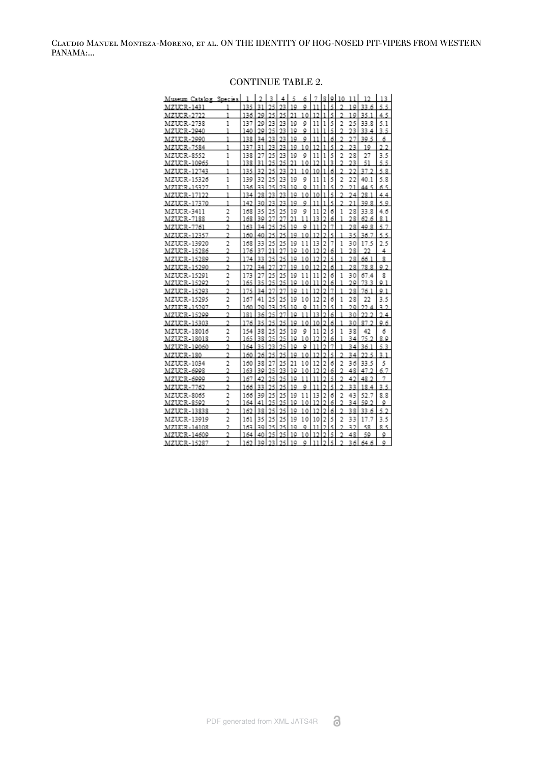CONTINUE TABLE 2.

| Museum Catalog | Species | 1 | 2 | 3 | 4 | 5 | 6 | 7 | 8 | 9 | 10 | 11 | 12 | 13 |
|---|---|---|---|---|---|---|---|---|---|---|---|---|---|---|
| MZUCR-1431 | 1 | 135 | 31 | 25 | 23 | 19 | 9 | 11 | 1 | 5 | 2 | 19 | 33.6 | 5.5 |
| MZUCR-2722 | 1 | 136 | 29 | 25 | 25 | 21 | 10 | 12 | 1 | 5 | 2 | 19 | 35.1 | 4.5 |
| MZUCR-2738 | 1 | 137 | 29 | 23 | 23 | 19 | 9 | 11 | 1 | 5 | 2 | 25 | 33.8 | 5.1 |
| MZUCR-2940 | 1 | 140 | 29 | 25 | 23 | 19 | 9 | 11 | 1 | 5 | 2 | 23 | 33.4 | 3.5 |
| MZUCR-2990 | 1 | 138 | 34 | 23 | 23 | 19 | 9 | 11 | 1 | 6 | 2 | 27 | 39.5 | 6 |
| MZUCR-7584 | 1 | 137 | 31 | 23 | 23 | 19 | 10 | 12 | 1 | 5 | 2 | 23 | 19 | 2.2 |
| MZUCR-8552 | 1 | 138 | 27 | 25 | 23 | 19 | 9 | 11 | 1 | 5 | 2 | 28 | 27 | 3.5 |
| MZUCR-10965 | 1 | 138 | 31 | 25 | 25 | 21 | 10 | 12 | 1 | 3 | 2 | 23 | 51 | 5.5 |
| MZUCR-12743 | 1 | 135 | 32 | 25 | 23 | 21 | 10 | 10 | 1 | 6 | 2 | 22 | 37.2 | 5.8 |
| MZUCR-15326 | 1 | 139 | 32 | 25 | 23 | 19 | 9 | 11 | 1 | 5 | 2 | 22 | 40.1 | 5.8 |
| MZUCR-15327 | 1 | 136 | 33 | 25 | 23 | 19 | 9 | 11 | 1 | 5 | 2 | 21 | 44.5 | 6.5 |
| MZUCR-17122 | 1 | 134 | 28 | 23 | 23 | 19 | 10 | 10 | 1 | 5 | 2 | 24 | 28.1 | 4.4 |
| MZUCR-17370 | 1 | 142 | 30 | 23 | 23 | 19 | 9 | 11 | 1 | 5 | 2 | 21 | 39.8 | 5.9 |
| MZUCR-3411 | 2 | 168 | 35 | 25 | 25 | 19 | 9 | 11 | 2 | 6 | 1 | 28 | 33.8 | 4.6 |
| MZUCR-7188 | 2 | 168 | 39 | 27 | 27 | 21 | 11 | 13 | 2 | 6 | 1 | 28 | 62.6 | 8.1 |
| MZUCR-7761 | 2 | 163 | 34 | 25 | 25 | 19 | 9 | 11 | 2 | 7 | 1 | 28 | 49.8 | 5.7 |
| MZUCR-12357 | 2 | 160 | 40 | 25 | 25 | 19 | 10 | 12 | 2 | 5 | 1 | 35 | 36.7 | 5.5 |
| MZUCR-13920 | 2 | 168 | 33 | 25 | 25 | 19 | 11 | 13 | 2 | 7 | 1 | 30 | 17.5 | 2.5 |
| MZUCR-15286 | 2 | 176 | 37 | 21 | 27 | 19 | 10 | 12 | 2 | 6 | 1 | 28 | 22 | 4 |
| MZUCR-15289 | 2 | 174 | 33 | 25 | 25 | 19 | 10 | 12 | 2 | 5 | 1 | 28 | 66.1 | 8 |
| MZUCR-15290 | 2 | 172 | 34 | 27 | 27 | 19 | 10 | 12 | 2 | 6 | 1 | 28 | 78.8 | 9.2 |
| MZUCR-15291 | 2 | 173 | 27 | 25 | 25 | 19 | 11 | 11 | 2 | 6 | 1 | 30 | 67.4 | 8 |
| MZUCR-15292 | 2 | 165 | 35 | 25 | 25 | 19 | 10 | 11 | 2 | 6 | 1 | 29 | 73.3 | 9.1 |
| MZUCR-15293 | 2 | 175 | 34 | 27 | 27 | 19 | 11 | 12 | 2 | 7 | 1 | 28 | 76.1 | 9.1 |
| MZUCR-15295 | 2 | 167 | 41 | 25 | 25 | 19 | 10 | 12 | 2 | 6 | 1 | 28 | 22 | 3.5 |
| MZUCR-15297 | 2 | 160 | 29 | 23 | 25 | 19 | 9 | 11 | 2 | 5 | 1 | 29 | 22.4 | 3.2 |
| MZUCR-15299 | 2 | 181 | 36 | 25 | 27 | 19 | 11 | 13 | 2 | 6 | 1 | 30 | 22.2 | 2.4 |
| MZUCR-15303 | 2 | 176 | 35 | 25 | 25 | 19 | 10 | 10 | 2 | 6 | 1 | 30 | 87.2 | 9.6 |
| MZUCR-18016 | 2 | 154 | 38 | 25 | 25 | 19 | 9 | 11 | 2 | 5 | 1 | 38 | 42 | 6 |
| MZUCR-18018 | 2 | 165 | 38 | 25 | 25 | 19 | 10 | 12 | 2 | 6 | 1 | 34 | 75.2 | 8.9 |
| MZUCR-19060 | 2 | 164 | 35 | 23 | 25 | 19 | 9 | 11 | 2 | 7 | 1 | 34 | 36.1 | 5.3 |
| MZUCR-180 | 2 | 160 | 26 | 25 | 25 | 19 | 10 | 12 | 2 | 5 | 2 | 34 | 22.5 | 3.1 |
| MZUCR-1034 | 2 | 160 | 38 | 27 | 25 | 21 | 10 | 12 | 2 | 6 | 2 | 36 | 33.5 | 5 |
| MZUCR-6998 | 2 | 163 | 39 | 25 | 23 | 19 | 10 | 12 | 2 | 6 | 2 | 48 | 47.2 | 6.7 |
| MZUCR-6999 | 2 | 167 | 42 | 25 | 25 | 19 | 11 | 11 | 2 | 5 | 2 | 42 | 48.2 | 7 |
| MZUCR-7762 | 2 | 166 | 33 | 25 | 25 | 19 | 9 | 11 | 2 | 5 | 2 | 33 | 18.4 | 3.5 |
| MZUCR-8065 | 2 | 166 | 39 | 25 | 25 | 19 | 11 | 13 | 2 | 6 | 2 | 43 | 52.7 | 8.8 |
| MZUCR-8592 | 2 | 164 | 41 | 25 | 25 | 19 | 10 | 12 | 2 | 6 | 2 | 34 | 59.2 | 9 |
| MZUCR-13838 | 2 | 162 | 38 | 25 | 25 | 19 | 10 | 12 | 2 | 6 | 2 | 38 | 33.6 | 5.2 |
| MZUCR-13919 | 2 | 161 | 35 | 25 | 25 | 19 | 10 | 10 | 2 | 5 | 2 | 33 | 17.7 | 3.5 |
| MZUCR-14108 | 2 | 163 | 39 | 25 | 25 | 19 | 9 | 11 | 2 | 5 | 2 | 32 | 58 | 8.5 |
| MZUCR-14609 | 2 | 164 | 40 | 25 | 25 | 19 | 10 | 12 | 2 | 5 | 2 | 48 | 59 | 9 |
| MZUCR-15287 | 2 | 162 | 39 | 23 | 25 | 19 | 9 | 11 | 2 | 5 | 2 | 36 | 64.6 | 9 |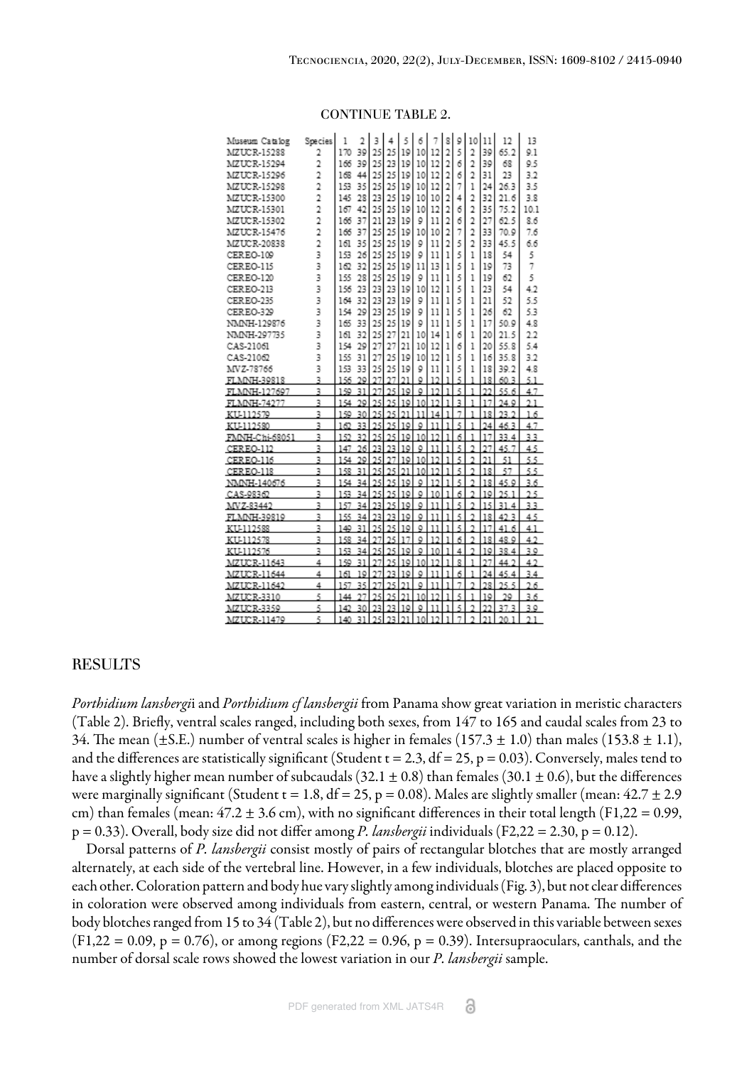CONTINUE TABLE 2.

| Museum Catalog | Species | 1 | 2 | 3 | 4 | 5 | 6 | 7 | 8 | 9 | 10 | 11 | 12 | 13 |
|---|---|---|---|---|---|---|---|---|---|---|---|---|---|---|
| MZUCR-15288 | 2 | 170 | 39 | 25 | 25 | 19 | 10 | 12 | 2 | 5 | 2 | 39 | 65.2 | 9.1 |
| MZUCR-15294 | 2 | 166 | 39 | 25 | 23 | 19 | 10 | 12 | 2 | 6 | 2 | 39 | 68 | 9.5 |
| MZUCR-15296 | 2 | 168 | 44 | 25 | 25 | 19 | 10 | 12 | 2 | 6 | 2 | 31 | 23 | 3.2 |
| MZUCR-15298 | 2 | 153 | 35 | 25 | 25 | 19 | 10 | 12 | 2 | 7 | 1 | 24 | 26.3 | 3.5 |
| MZUCR-15300 | 2 | 145 | 28 | 23 | 25 | 19 | 10 | 10 | 2 | 4 | 2 | 32 | 21.6 | 3.8 |
| MZUCR-15301 | 2 | 167 | 42 | 25 | 25 | 19 | 10 | 12 | 2 | 6 | 2 | 35 | 75.2 | 10.1 |
| MZUCR-15302 | 2 | 166 | 37 | 21 | 23 | 19 | 9 | 11 | 2 | 6 | 2 | 27 | 62.5 | 8.6 |
| MZUCR-15476 | 2 | 166 | 37 | 25 | 25 | 19 | 10 | 10 | 2 | 7 | 2 | 33 | 70.9 | 7.6 |
| MZUCR-20838 | 2 | 161 | 35 | 25 | 25 | 19 | 9 | 11 | 2 | 5 | 2 | 33 | 45.5 | 6.6 |
| CEREO-109 | 3 | 153 | 26 | 25 | 25 | 19 | 9 | 11 | 1 | 5 | 1 | 18 | 54 | 5 |
| CEREO-115 | 3 | 162 | 32 | 25 | 25 | 19 | 11 | 13 | 1 | 5 | 1 | 19 | 73 | 7 |
| CEREO-120 | 3 | 155 | 28 | 25 | 25 | 19 | 9 | 11 | 1 | 5 | 1 | 19 | 62 | 5 |
| CEREO-213 | 3 | 156 | 23 | 23 | 23 | 19 | 10 | 12 | 1 | 5 | 1 | 23 | 54 | 4.2 |
| CEREO-235 | 3 | 164 | 32 | 23 | 23 | 19 | 9 | 11 | 1 | 5 | 1 | 21 | 52 | 5.5 |
| CEREO-329 | 3 | 154 | 29 | 23 | 25 | 19 | 9 | 11 | 1 | 5 | 1 | 26 | 62 | 5.3 |
| NMNH-129876 | 3 | 165 | 33 | 25 | 25 | 19 | 9 | 11 | 1 | 5 | 1 | 17 | 50.9 | 4.8 |
| NMNH-297735 | 3 | 161 | 32 | 25 | 27 | 21 | 10 | 14 | 1 | 6 | 1 | 20 | 21.5 | 2.2 |
| CAS-21061 | 3 | 154 | 29 | 27 | 27 | 21 | 10 | 12 | 1 | 6 | 1 | 20 | 55.8 | 5.4 |
| CAS-21062 | 3 | 155 | 31 | 27 | 25 | 19 | 10 | 12 | 1 | 5 | 1 | 16 | 35.8 | 3.2 |
| MVZ-78766 | 3 | 153 | 33 | 25 | 25 | 19 | 9 | 11 | 1 | 5 | 1 | 18 | 39.2 | 4.8 |
| FLMNH-39818 | 3 | 156 | 29 | 27 | 27 | 21 | 9 | 12 | 1 | 5 | 1 | 18 | 60.3 | 5.1 |
| FLMNH-127697 | 3 | 159 | 31 | 27 | 25 | 19 | 9 | 12 | 1 | 5 | 1 | 22 | 55.6 | 4.7 |
| FLMNH-74277 | 3 | 154 | 29 | 25 | 25 | 19 | 10 | 12 | 1 | 3 | 1 | 17 | 24.9 | 2.1 |
| KU-112579 | 3 | 159 | 30 | 25 | 25 | 21 | 11 | 14 | 1 | 7 | 1 | 18 | 23.2 | 1.6 |
| KU-112580 | 3 | 162 | 33 | 25 | 25 | 19 | 9 | 11 | 1 | 5 | 1 | 24 | 46.3 | 4.7 |
| FMNH-Chi-68051 | 3 | 152 | 32 | 25 | 25 | 19 | 10 | 12 | 1 | 6 | 1 | 17 | 33.4 | 3.3 |
| CEREO-112 | 3 | 147 | 26 | 23 | 23 | 19 | 9 | 11 | 1 | 5 | 2 | 27 | 45.7 | 4.5 |
| CEREO-116 | 3 | 154 | 29 | 25 | 27 | 19 | 10 | 12 | 1 | 5 | 2 | 21 | 51 | 5.5 |
| CEREO-118 | 3 | 158 | 31 | 25 | 25 | 21 | 10 | 12 | 1 | 5 | 2 | 18 | 57 | 5.5 |
| NMNH-140676 | 3 | 154 | 34 | 25 | 25 | 19 | 9 | 12 | 1 | 5 | 2 | 18 | 45.9 | 3.6 |
| CAS-98362 | 3 | 153 | 34 | 25 | 25 | 19 | 9 | 10 | 1 | 6 | 2 | 19 | 25.1 | 2.5 |
| MVZ-83442 | 3 | 157 | 34 | 23 | 25 | 19 | 9 | 11 | 1 | 5 | 2 | 15 | 31.4 | 3.3 |
| FLMNH-39819 | 3 | 155 | 34 | 23 | 23 | 19 | 9 | 11 | 1 | 5 | 2 | 18 | 42.3 | 4.5 |
| KU-112588 | 3 | 149 | 31 | 25 | 25 | 19 | 9 | 11 | 1 | 5 | 2 | 17 | 41.6 | 4.1 |
| KU-112578 | 3 | 158 | 34 | 27 | 25 | 17 | 9 | 12 | 1 | 6 | 2 | 18 | 48.9 | 4.2 |
| KU-112576 | 3 | 153 | 34 | 25 | 25 | 19 | 9 | 10 | 1 | 4 | 2 | 19 | 38.4 | 3.9 |
| MZUCR-11643 | 4 | 159 | 31 | 27 | 25 | 19 | 10 | 12 | 1 | 8 | 1 | 27 | 44.2 | 4.2 |
| MZUCR-11644 | 4 | 161 | 19 | 27 | 23 | 19 | 9 | 11 | 1 | 6 | 1 | 24 | 45.4 | 3.4 |
| MZUCR-11642 | 4 | 157 | 35 | 27 | 25 | 21 | 9 | 11 | 1 | 7 | 2 | 28 | 25.5 | 2.6 |
| MZUCR-3310 | 5 | 144 | 27 | 25 | 25 | 21 | 10 | 12 | 1 | 5 | 1 | 19 | 29 | 3.6 |
| MZUCR-3359 | 5 | 142 | 30 | 23 | 23 | 19 | 9 | 11 | 1 | 5 | 2 | 22 | 37.3 | 3.9 |
| MZUCR-11479 | 5 | 140 | 31 | 25 | 23 | 21 | 10 | 12 | 1 | 7 | 2 | 21 | 20.1 | 2.1 |

## RESULTS

*Porthidium lansbergi*i and *Porthidium cf lansbergii* from Panama show great variation in meristic characters (Table 2). Briefly, ventral scales ranged, including both sexes, from 147 to 165 and caudal scales from 23 to 34. The mean (±S.E.) number of ventral scales is higher in females (157.3 ± 1.0) than males (153.8 ± 1.1), and the differences are statistically significant (Student $t = 2.3$, $df = 25$, $p = 0.03$). Conversely, males tend to have a slightly higher mean number of subcaudals (32.1 ± 0.8) than females (30.1 ± 0.6), but the differences were marginally significant (Student $t = 1.8$, $df = 25$, $p = 0.08$). Males are slightly smaller (mean: 42.7 ± 2.9 cm) than females (mean: 47.2 ± 3.6 cm), with no significant differences in their total length ($F_{1,22} = 0.99$, $p = 0.33$). Overall, body size did not differ among *P. lansbergii* individuals ($F_{2,22} = 2.30$, $p = 0.12$).

Dorsal patterns of *P. lansbergii* consist mostly of pairs of rectangular blotches that are mostly arranged alternately, at each side of the vertebral line. However, in a few individuals, blotches are placed opposite to each other. Coloration pattern and body hue vary slightly among individuals (Fig. 3), but not clear differences in coloration were observed among individuals from eastern, central, or western Panama. The number of body blotches ranged from 15 to 34 (Table 2), but no differences were observed in this variable between sexes ($F_{1,22} = 0.09$, $p = 0.76$), or among regions ($F_{2,22} = 0.96$, $p = 0.39$). Intersupraoculars, canthals, and the number of dorsal scale rows showed the lowest variation in our *P. lansbergii* sample.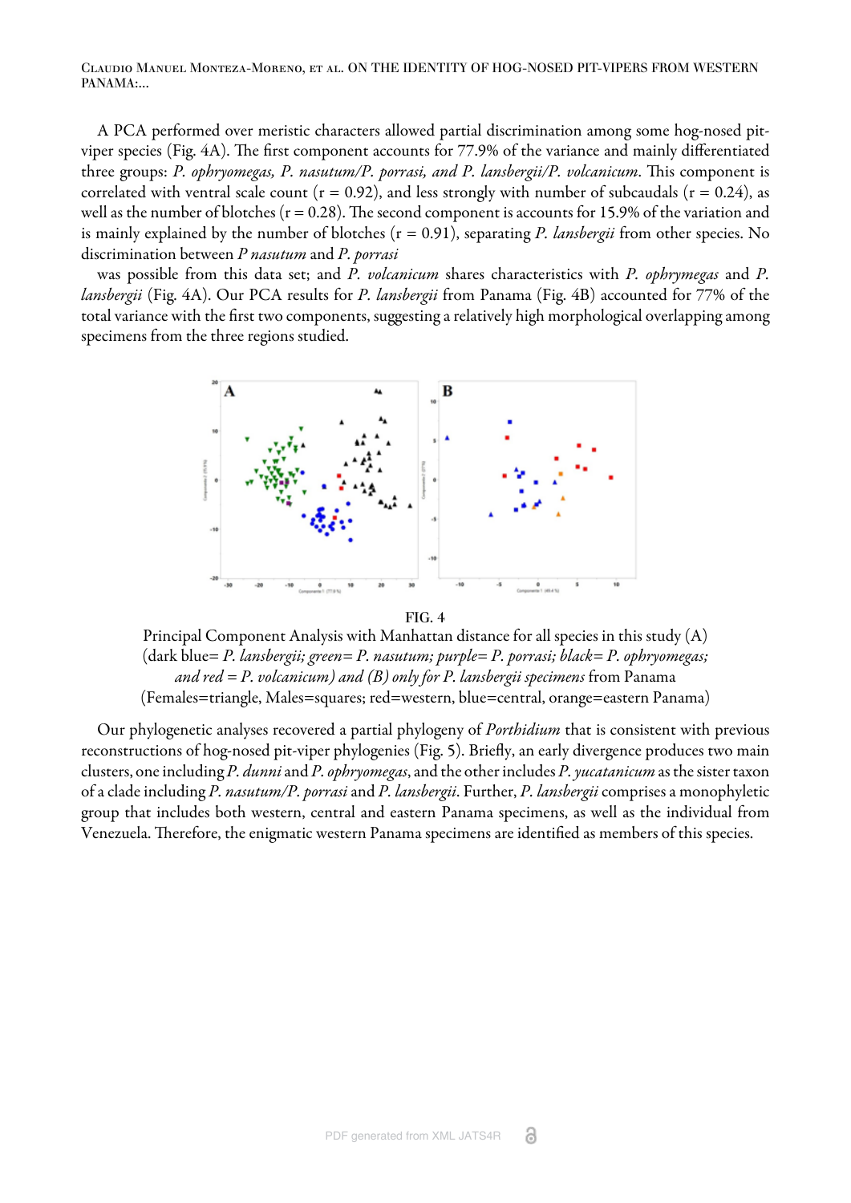A PCA performed over meristic characters allowed partial discrimination among some hog-nosed pit-viper species (Fig. 4A). The first component accounts for 77.9% of the variance and mainly differentiated three groups: *P. ophryomegas, P. nasutum/P. porrasi, and P. lansbergii/P. volcanicum*. This component is correlated with ventral scale count (r = 0.92), and less strongly with number of subcaudals (r = 0.24), as well as the number of blotches (r = 0.28). The second component is accounts for 15.9% of the variation and is mainly explained by the number of blotches (r = 0.91), separating *P. lansbergii* from other species. No discrimination between *P nasutum* and *P. porrasi*

was possible from this data set; and *P. volcanicum* shares characteristics with *P. ophrymegas* and *P. lansbergii* (Fig. 4A). Our PCA results for *P. lansbergii* from Panama (Fig. 4B) accounted for 77% of the total variance with the first two components, suggesting a relatively high morphological overlapping among specimens from the three regions studied.

FIG. 4

Principal Component Analysis with Manhattan distance for all species in this study (A) (dark blue= *P. lansbergii; green= P. nasutum; purple= P. porrasi; black= P. ophryomegas; and red = P. volcanicum) and (B) only for P. lansbergii specimens* from Panama (Females=triangle, Males=squares; red=western, blue=central, orange=eastern Panama)

Our phylogenetic analyses recovered a partial phylogeny of *Porthidium* that is consistent with previous reconstructions of hog-nosed pit-viper phylogenies (Fig. 5). Briefly, an early divergence produces two main clusters, one including *P. dunni* and *P. ophryomegas*, and the other includes *P. yucatanicum* as the sister taxon of a clade including *P. nasutum/P. porrasi* and *P. lansbergii*. Further, *P. lansbergii* comprises a monophyletic group that includes both western, central and eastern Panama specimens, as well as the individual from Venezuela. Therefore, the enigmatic western Panama specimens are identified as members of this species.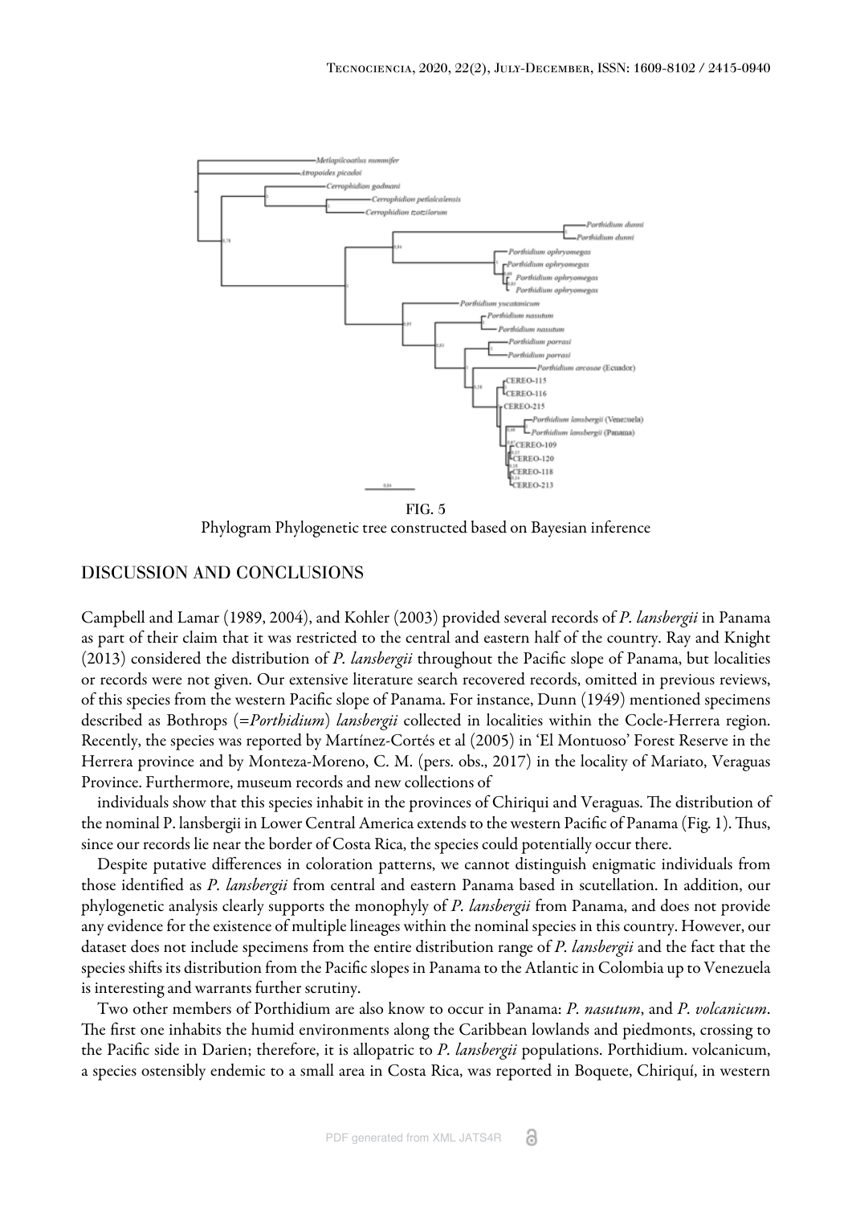FIG. 5
Phylogram Phylogenetic tree constructed based on Bayesian inference

## DISCUSSION AND CONCLUSIONS

Campbell and Lamar (1989, 2004), and Kohler (2003) provided several records of *P. lansbergii* in Panama as part of their claim that it was restricted to the central and eastern half of the country. Ray and Knight (2013) considered the distribution of *P. lansbergii* throughout the Pacific slope of Panama, but localities or records were not given. Our extensive literature search recovered records, omitted in previous reviews, of this species from the western Pacific slope of Panama. For instance, Dunn (1949) mentioned specimens described as Bothrops (=*Porthidium*) *lansbergii* collected in localities within the Cocle-Herrera region. Recently, the species was reported by Martínez-Cortés et al (2005) in 'El Montuoso' Forest Reserve in the Herrera province and by Monteza-Moreno, C. M. (pers. obs., 2017) in the locality of Mariato, Veraguas Province. Furthermore, museum records and new collections of

individuals show that this species inhabit in the provinces of Chiriqui and Veraguas. The distribution of the nominal P. lansbergii in Lower Central America extends to the western Pacific of Panama (Fig. 1). Thus, since our records lie near the border of Costa Rica, the species could potentially occur there.

Despite putative differences in coloration patterns, we cannot distinguish enigmatic individuals from those identified as *P. lansbergii* from central and eastern Panama based in scutellation. In addition, our phylogenetic analysis clearly supports the monophyly of *P. lansbergii* from Panama, and does not provide any evidence for the existence of multiple lineages within the nominal species in this country. However, our dataset does not include specimens from the entire distribution range of *P. lansbergii* and the fact that the species shifts its distribution from the Pacific slopes in Panama to the Atlantic in Colombia up to Venezuela is interesting and warrants further scrutiny.

Two other members of Porthidium are also know to occur in Panama: *P. nasutum*, and *P. volcanicum*. The first one inhabits the humid environments along the Caribbean lowlands and piedmonts, crossing to the Pacific side in Darien; therefore, it is allopatric to *P. lansbergii* populations. Porthidium. volcanicum, a species ostensibly endemic to a small area in Costa Rica, was reported in Boquete, Chiriquí, in western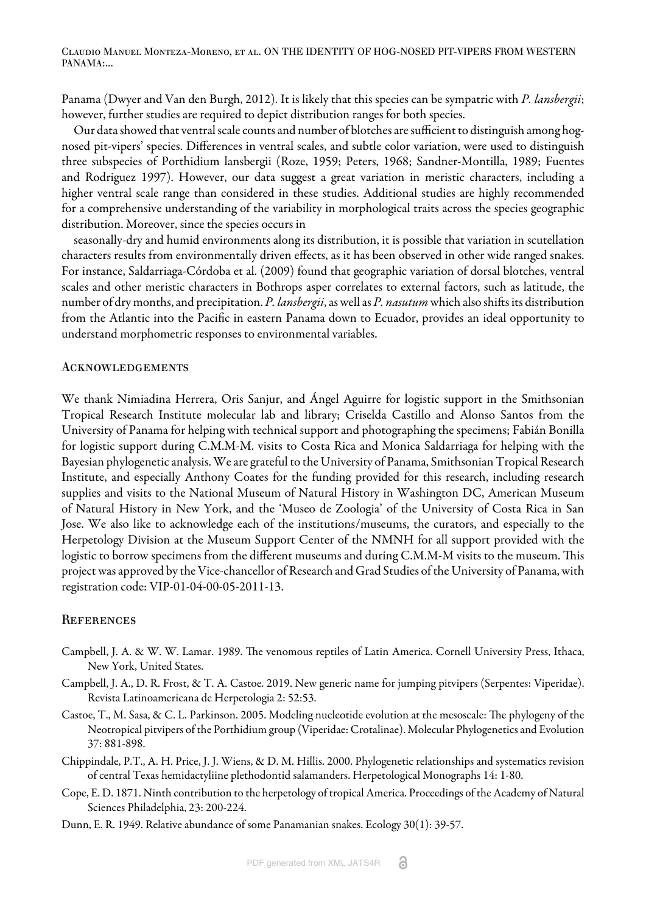Panama (Dwyer and Van den Burgh, 2012). It is likely that this species can be sympatric with *P. lansbergii*; however, further studies are required to depict distribution ranges for both species.

Our data showed that ventral scale counts and number of blotches are sufficient to distinguish among hog-nosed pit-vipers' species. Differences in ventral scales, and subtle color variation, were used to distinguish three subspecies of Porthidium lansbergii (Roze, 1959; Peters, 1968; Sandner-Montilla, 1989; Fuentes and Rodriguez 1997). However, our data suggest a great variation in meristic characters, including a higher ventral scale range than considered in these studies. Additional studies are highly recommended for a comprehensive understanding of the variability in morphological traits across the species geographic distribution. Moreover, since the species occurs in

seasonally-dry and humid environments along its distribution, it is possible that variation in scutellation characters results from environmentally driven effects, as it has been observed in other wide ranged snakes. For instance, Saldarriaga-Córdoba et al. (2009) found that geographic variation of dorsal blotches, ventral scales and other meristic characters in Bothrops asper correlates to external factors, such as latitude, the number of dry months, and precipitation. *P. lansbergii*, as well as *P. nasutum* which also shifts its distribution from the Atlantic into the Pacific in eastern Panama down to Ecuador, provides an ideal opportunity to understand morphometric responses to environmental variables.

## Acknowledgements

We thank Nimiadina Herrera, Oris Sanjur, and Ángel Aguirre for logistic support in the Smithsonian Tropical Research Institute molecular lab and library; Criselda Castillo and Alonso Santos from the University of Panama for helping with technical support and photographing the specimens; Fabián Bonilla for logistic support during C.M.M-M. visits to Costa Rica and Monica Saldarriaga for helping with the Bayesian phylogenetic analysis. We are grateful to the University of Panama, Smithsonian Tropical Research Institute, and especially Anthony Coates for the funding provided for this research, including research supplies and visits to the National Museum of Natural History in Washington DC, American Museum of Natural History in New York, and the 'Museo de Zoologia' of the University of Costa Rica in San Jose. We also like to acknowledge each of the institutions/museums, the curators, and especially to the Herpetology Division at the Museum Support Center of the NMNH for all support provided with the logistic to borrow specimens from the different museums and during C.M.M-M visits to the museum. This project was approved by the Vice-chancellor of Research and Grad Studies of the University of Panama, with registration code: VIP-01-04-00-05-2011-13.

## References

Campbell, J. A. & W. W. Lamar. 1989. The venomous reptiles of Latin America. Cornell University Press, Ithaca, New York, United States.

Campbell, J. A., D. R. Frost, & T. A. Castoe. 2019. New generic name for jumping pitvipers (Serpentes: Viperidae). Revista Latinoamericana de Herpetologia 2: 52:53.

Castoe, T., M. Sasa, & C. L. Parkinson. 2005. Modeling nucleotide evolution at the mesoscale: The phylogeny of the Neotropical pitvipers of the Porthidium group (Viperidae: Crotalinae). Molecular Phylogenetics and Evolution 37: 881-898.

Chippindale, P.T., A. H. Price, J. J. Wiens, & D. M. Hillis. 2000. Phylogenetic relationships and systematics revision of central Texas hemidactyliine plethodontid salamanders. Herpetological Monographs 14: 1-80.

Cope, E. D. 1871. Ninth contribution to the herpetology of tropical America. Proceedings of the Academy of Natural Sciences Philadelphia, 23: 200-224.

Dunn, E. R. 1949. Relative abundance of some Panamanian snakes. Ecology 30(1): 39-57.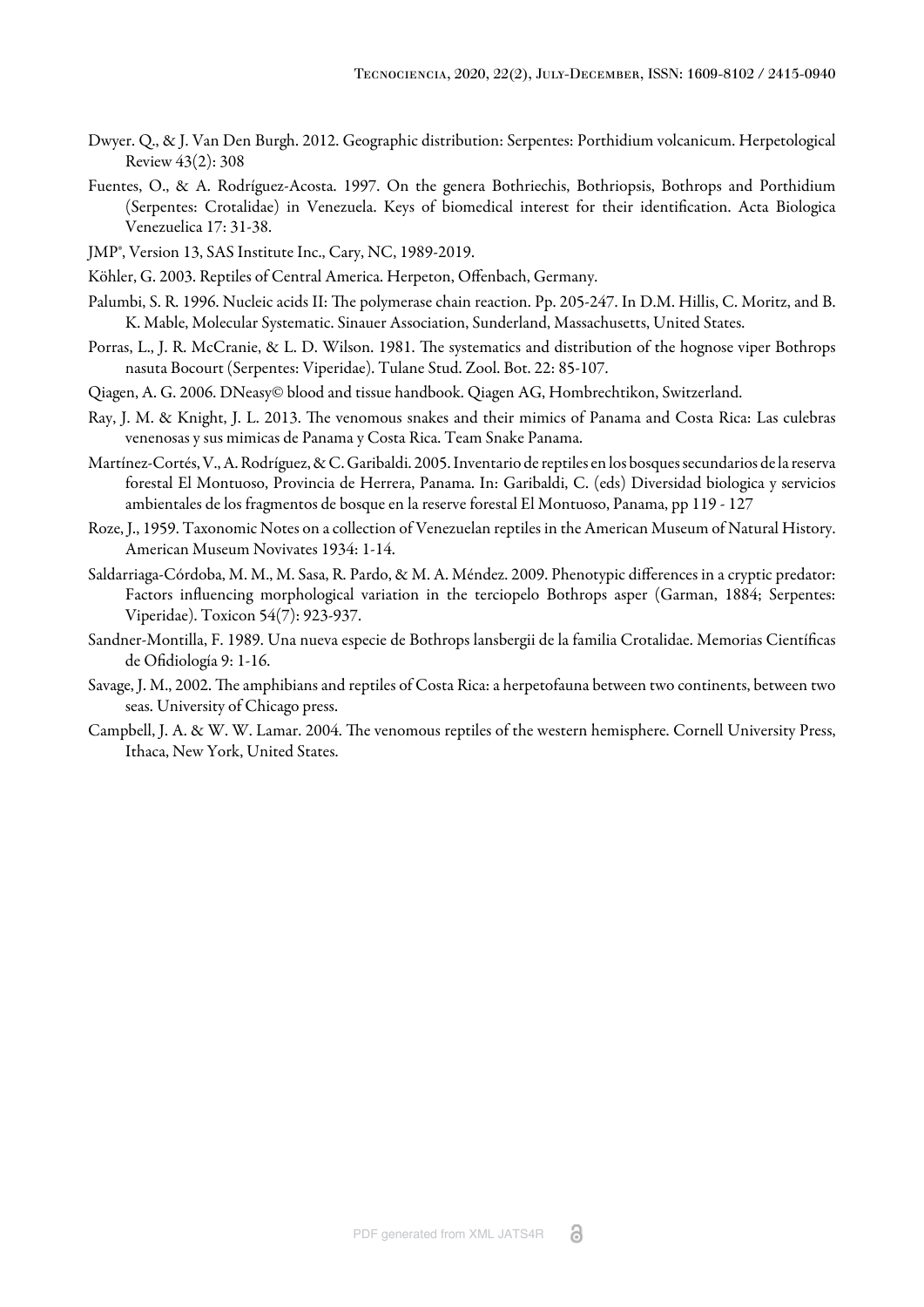Dwyer. Q., & J. Van Den Burgh. 2012. Geographic distribution: Serpentes: Porthidium volcanicum. Herpetological Review 43(2): 308

Fuentes, O., & A. Rodríguez-Acosta. 1997. On the genera Bothriechis, Bothriopsis, Bothrops and Porthidium (Serpentes: Crotalidae) in Venezuela. Keys of biomedical interest for their identification. Acta Biologica Venezuelica 17: 31-38.

JMP®, Version 13, SAS Institute Inc., Cary, NC, 1989-2019.

Köhler, G. 2003. Reptiles of Central America. Herpeton, Offenbach, Germany.

Palumbi, S. R. 1996. Nucleic acids II: The polymerase chain reaction. Pp. 205-247. In D.M. Hillis, C. Moritz, and B. K. Mable, Molecular Systematic. Sinauer Association, Sunderland, Massachusetts, United States.

Porras, L., J. R. McCranie, & L. D. Wilson. 1981. The systematics and distribution of the hognose viper Bothrops nasuta Bocourt (Serpentes: Viperidae). Tulane Stud. Zool. Bot. 22: 85-107.

Qiagen, A. G. 2006. DNeasy© blood and tissue handbook. Qiagen AG, Hombrechtikon, Switzerland.

Ray, J. M. & Knight, J. L. 2013. The venomous snakes and their mimics of Panama and Costa Rica: Las culebras venenosas y sus mimicas de Panama y Costa Rica. Team Snake Panama.

Martínez-Cortés, V., A. Rodríguez, & C. Garibaldi. 2005. Inventario de reptiles en los bosques secundarios de la reserva forestal El Montuoso, Provincia de Herrera, Panama. In: Garibaldi, C. (eds) Diversidad biologica y servicios ambientales de los fragmentos de bosque en la reserve forestal El Montuoso, Panama, pp 119 - 127

Roze, J., 1959. Taxonomic Notes on a collection of Venezuelan reptiles in the American Museum of Natural History. American Museum Novivates 1934: 1-14.

Saldarriaga-Córdoba, M. M., M. Sasa, R. Pardo, & M. A. Méndez. 2009. Phenotypic differences in a cryptic predator: Factors influencing morphological variation in the terciopelo Bothrops asper (Garman, 1884; Serpentes: Viperidae). Toxicon 54(7): 923-937.

Sandner-Montilla, F. 1989. Una nueva especie de Bothrops lansbergii de la familia Crotalidae. Memorias Científicas de Ofidiología 9: 1-16.

Savage, J. M., 2002. The amphibians and reptiles of Costa Rica: a herpetofauna between two continents, between two seas. University of Chicago press.

Campbell, J. A. & W. W. Lamar. 2004. The venomous reptiles of the western hemisphere. Cornell University Press, Ithaca, New York, United States.